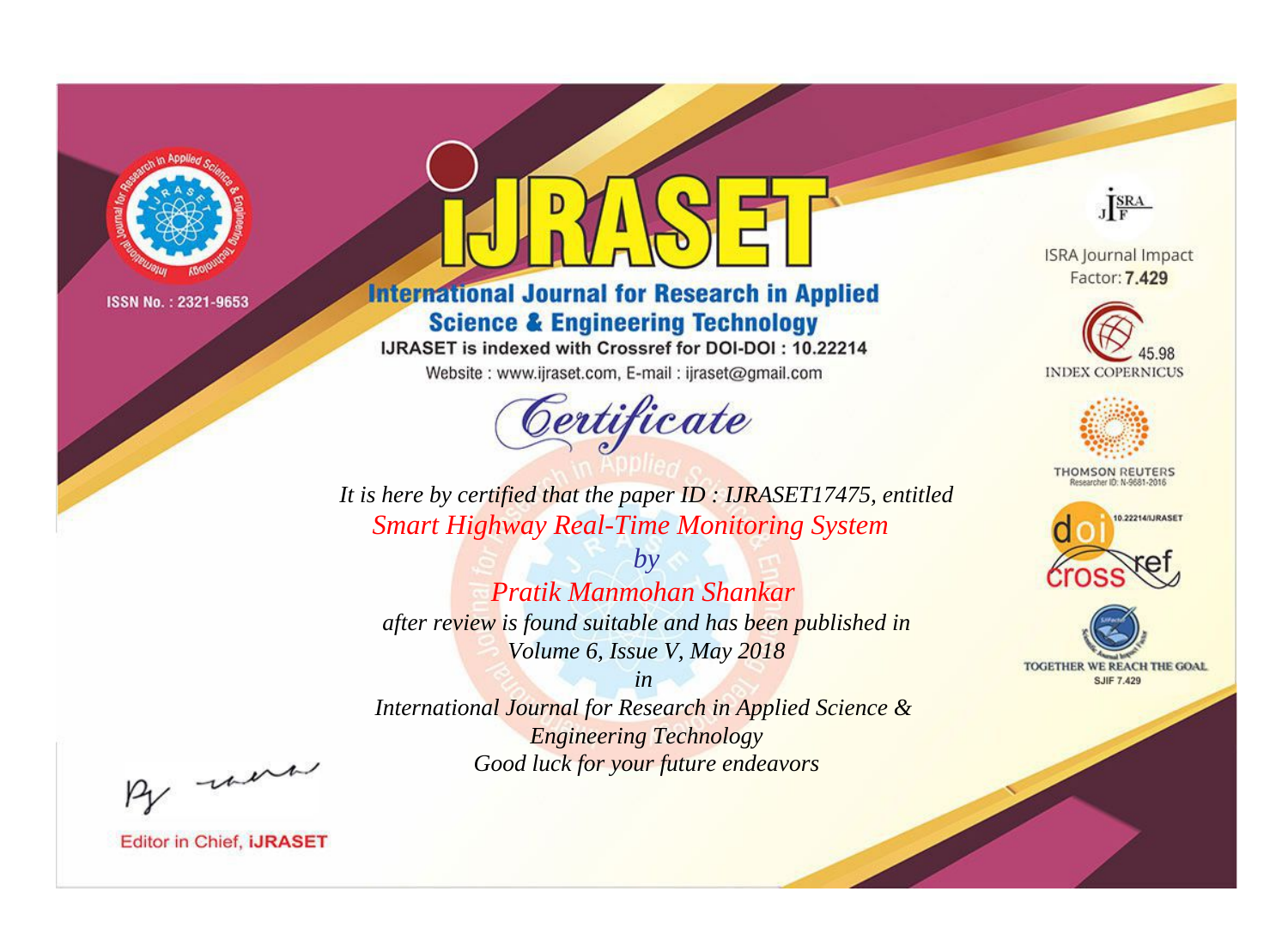ISSN No. : 2321-9653

# IJRASET

## International Journal for Research in Applied Science & Engineering Technology

IJRASET is indexed with Crossref for DOI-DOI : 10.22214

Website : www.ijraset.com, E-mail : ijraset@gmail.com

ISRA Journal Impact Factor: **7.429**

INDEX COPERNICUS 45.98

THOMSON REUTERS Researcher ID: N-9681-2016

10.22214/IJRASET

TOGETHER WE REACH THE GOAL SJIF 7.429

# Certificate

*It is here by certified that the paper ID : IJRASET17475, entitled*

*Smart Highway Real-Time Monitoring System*

*by*

*Pratik Manmohan Shankar*

*after review is found suitable and has been published in*

*Volume 6, Issue V, May 2018*

*in*

*International Journal for Research in Applied Science & Engineering Technology*

*Good luck for your future endeavors*

Editor in Chief, **IJRASET**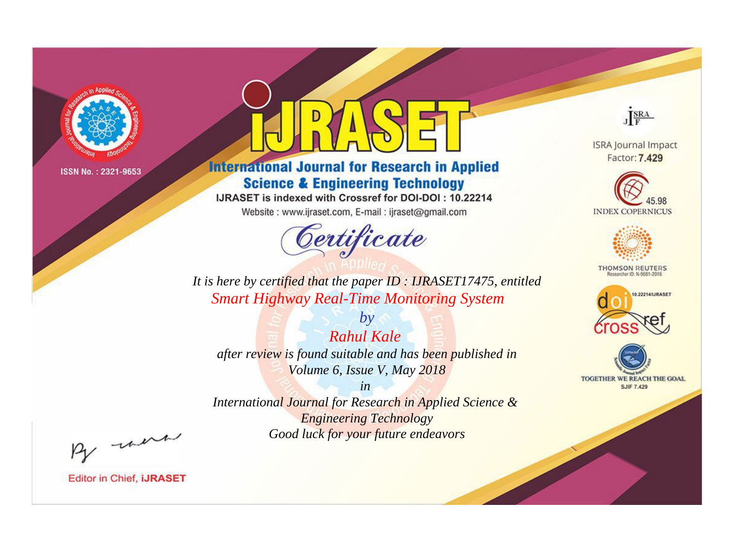ISSN No. : 2321-9653

# iJRASET

## International Journal for Research in Applied Science & Engineering Technology

IJRASET is indexed with Crossref for DOI-DOI : 10.22214

Website : www.ijraset.com, E-mail : ijraset@gmail.com

# Certificate

*It is here by certified that the paper ID : IJRASET17475, entitled*

*Smart Highway Real-Time Monitoring System*

*by*

*Rahul Kale*

*after review is found suitable and has been published in*

*Volume 6, Issue V, May 2018*

*in*

*International Journal for Research in Applied Science & Engineering Technology*

*Good luck for your future endeavors*

ISRA Journal Impact Factor: **7.429**

45.98 INDEX COPERNICUS

THOMSON REUTERS Researcher ID: N-9681-2016

10.22214/IJRASET

TOGETHER WE REACH THE GOAL SJIF 7.429

Editor in Chief, **iJRASET**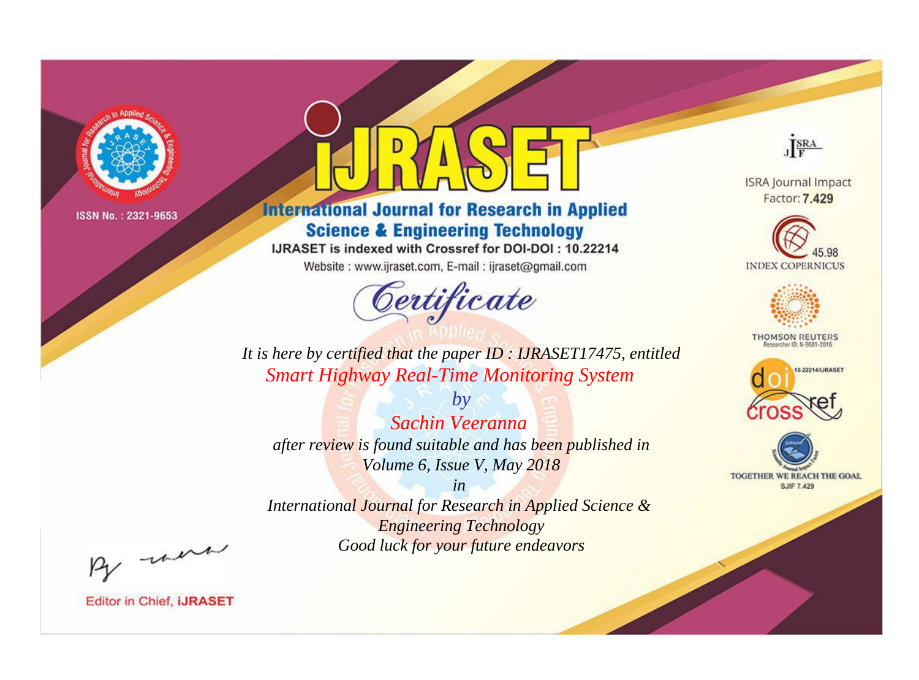ISSN No. : 2321-9653

# iJRASET

## International Journal for Research in Applied Science & Engineering Technology

IJRASET is indexed with Crossref for DOI-DOI : 10.22214

Website : www.ijraset.com, E-mail : ijraset@gmail.com

ISRA Journal Impact Factor: **7.429**

45.98 INDEX COPERNICUS

THOMSON REUTERS Researcher ID: N-9681-2016

10.22214/IJRASET

TOGETHER WE REACH THE GOAL SJIF 7.429

# Certificate

*It is here by certified that the paper ID : IJRASET17475, entitled*

*Smart Highway Real-Time Monitoring System*

*by*

*Sachin Veeranna*

*after review is found suitable and has been published in*

*Volume 6, Issue V, May 2018*

*in*

*International Journal for Research in Applied Science & Engineering Technology*

*Good luck for your future endeavors*

Editor in Chief, **iJRASET**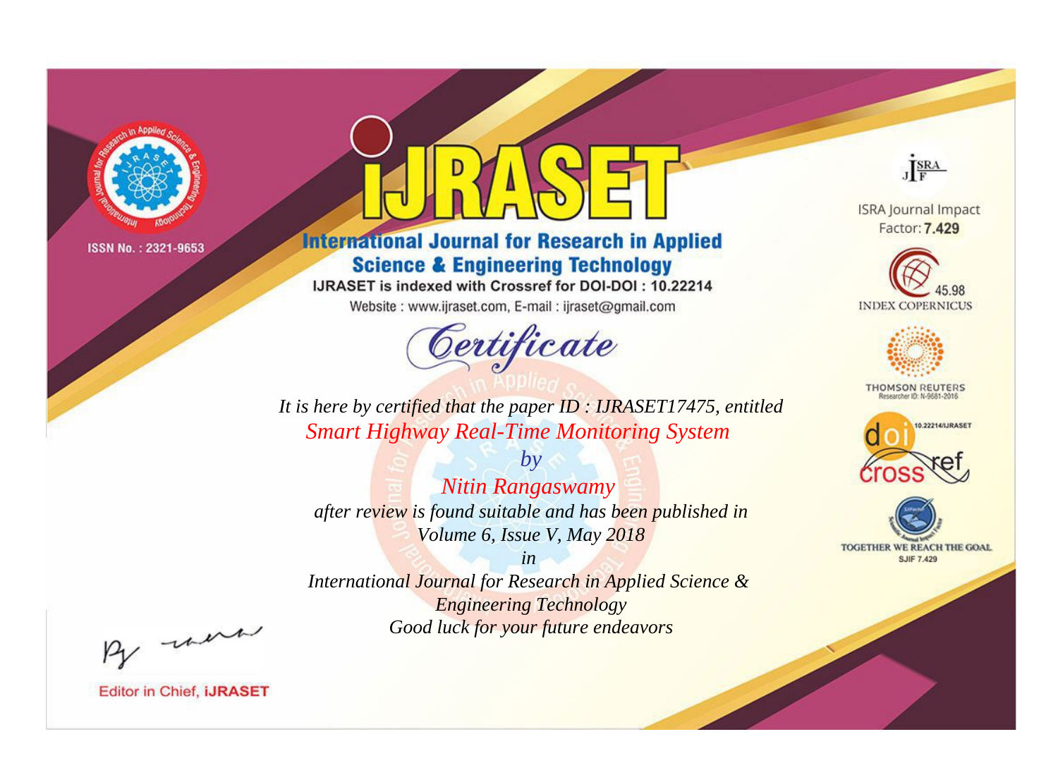ISSN No. : 2321-9653

# IJRASET

## International Journal for Research in Applied Science & Engineering Technology

IJRASET is indexed with Crossref for DOI-DOI : 10.22214

Website : www.ijraset.com, E-mail : ijraset@gmail.com

*Certificate*

*It is here by certified that the paper ID : IJRASET17475, entitled*

*Smart Highway Real-Time Monitoring System*

*by*

*Nitin Rangaswamy*

*after review is found suitable and has been published in*

*Volume 6, Issue V, May 2018*

*in*

*International Journal for Research in Applied Science & Engineering Technology*

*Good luck for your future endeavors*

ISRA Journal Impact Factor: **7.429**

45.98 INDEX COPERNICUS

THOMSON REUTERS Researcher ID: N-9681-2016

10.22214/IJRASET

TOGETHER WE REACH THE GOAL SJIF 7.429

Editor in Chief, **IJRASET**